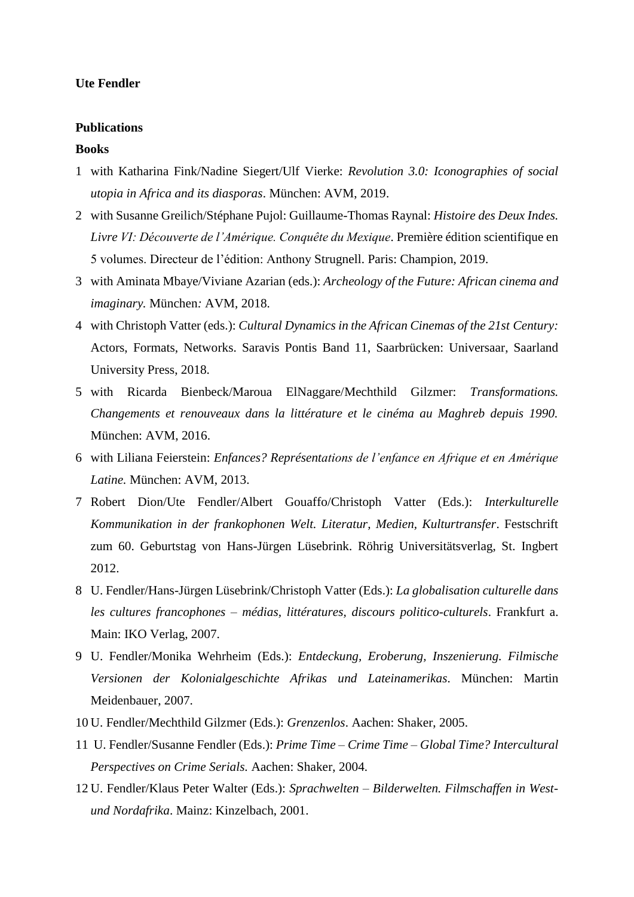**Ute Fendler**

**Publications**

**Books**

1. with Katharina Fink/Nadine Siegert/Ulf Vierke: *Revolution 3.0: Iconographies of social utopia in Africa and its diasporas*. München: AVM, 2019.
2. with Susanne Greilich/Stéphane Pujol: Guillaume-Thomas Raynal: *Histoire des Deux Indes. Livre VI: Découverte de l'Amérique. Conquête du Mexique*. Première édition scientifique en 5 volumes. Directeur de l'édition: Anthony Strugnell. Paris: Champion, 2019.
3. with Aminata Mbaye/Viviane Azarian (eds.): *Archeology of the Future: African cinema and imaginary.* München*:* AVM, 2018.
4. with Christoph Vatter (eds.): *Cultural Dynamics in the African Cinemas of the 21st Century:* Actors, Formats, Networks. Saravis Pontis Band 11, Saarbrücken: Universaar, Saarland University Press, 2018.
5. with Ricarda Bienbeck/Maroua ElNaggare/Mechthild Gilzmer: *Transformations. Changements et renouveaux dans la littérature et le cinéma au Maghreb depuis 1990.* München: AVM, 2016.
6. with Liliana Feierstein: *Enfances? Représentations de l'enfance en Afrique et en Amérique Latine.* München: AVM, 2013.
7. Robert Dion/Ute Fendler/Albert Gouaffo/Christoph Vatter (Eds.): *Interkulturelle Kommunikation in der frankophonen Welt. Literatur, Medien, Kulturtransfer*. Festschrift zum 60. Geburtstag von Hans-Jürgen Lüsebrink. Röhrig Universitätsverlag, St. Ingbert 2012.
8. U. Fendler/Hans-Jürgen Lüsebrink/Christoph Vatter (Eds.): *La globalisation culturelle dans les cultures francophones – médias, littératures, discours politico-culturels*. Frankfurt a. Main: IKO Verlag, 2007.
9. U. Fendler/Monika Wehrheim (Eds.): *Entdeckung, Eroberung, Inszenierung. Filmische Versionen der Kolonialgeschichte Afrikas und Lateinamerikas*. München: Martin Meidenbauer, 2007.
10. U. Fendler/Mechthild Gilzmer (Eds.): *Grenzenlos*. Aachen: Shaker, 2005.
11. U. Fendler/Susanne Fendler (Eds.): *Prime Time – Crime Time – Global Time? Intercultural Perspectives on Crime Serials.* Aachen: Shaker, 2004.
12. U. Fendler/Klaus Peter Walter (Eds.): *Sprachwelten – Bilderwelten. Filmschaffen in West- und Nordafrika*. Mainz: Kinzelbach, 2001.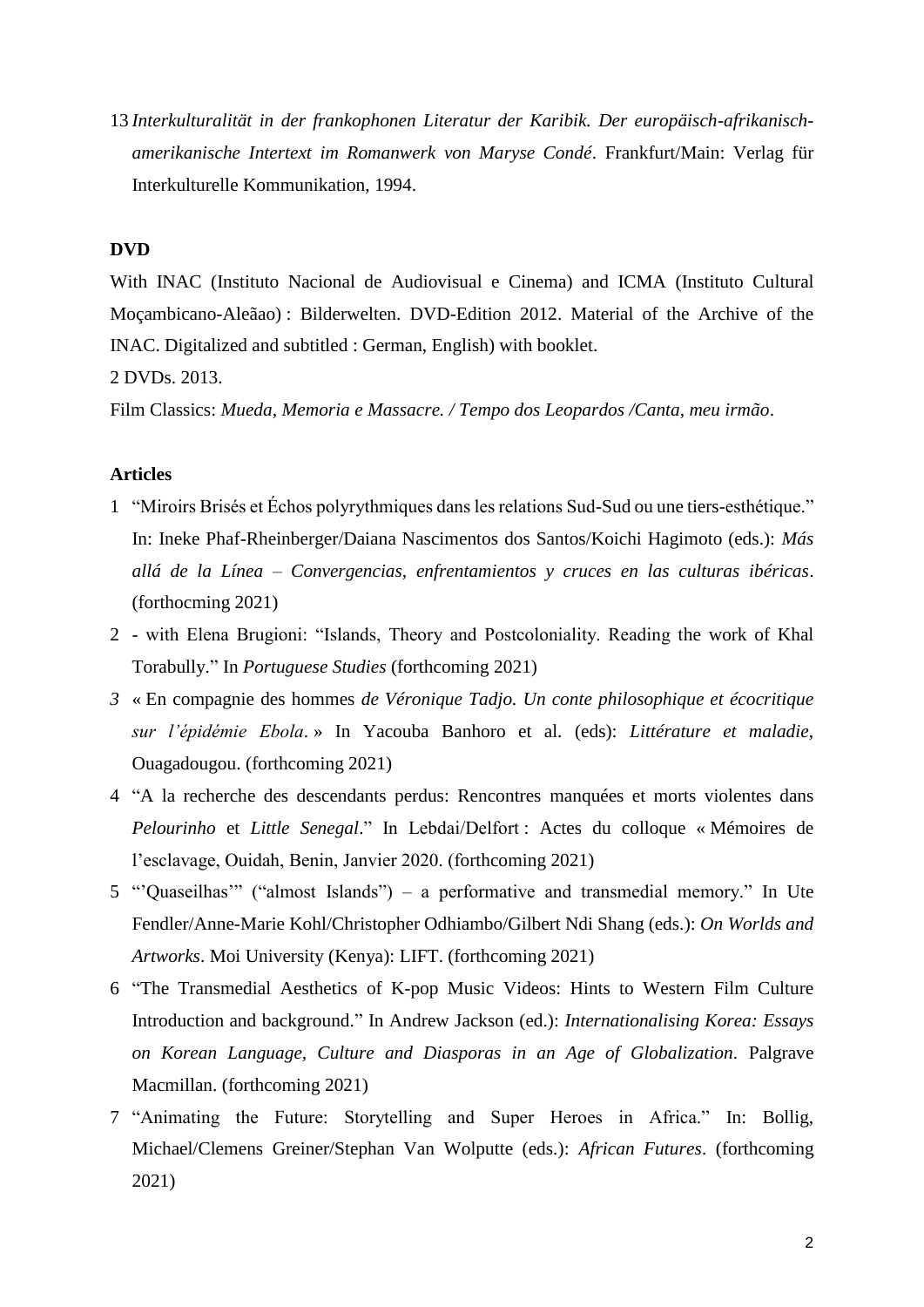13 *Interkulturalität in der frankophonen Literatur der Karibik. Der europäisch-afrikanisch-amerikanische Intertext im Romanwerk von Maryse Condé*. Frankfurt/Main: Verlag für Interkulturelle Kommunikation, 1994.

**DVD**

With INAC (Instituto Nacional de Audiovisual e Cinema) and ICMA (Instituto Cultural Moçambicano-Aleãao) : Bilderwelten. DVD-Edition 2012. Material of the Archive of the INAC. Digitalized and subtitled : German, English) with booklet.

2 DVDs. 2013.

Film Classics: *Mueda, Memoria e Massacre. / Tempo dos Leopardos /Canta, meu irmão*.

**Articles**

1 "Miroirs Brisés et Échos polyrythmiques dans les relations Sud-Sud ou une tiers-esthétique." In: Ineke Phaf-Rheinberger/Daiana Nascimentos dos Santos/Koichi Hagimoto (eds.): *Más allá de la Línea – Convergencias, enfrentamientos y cruces en las culturas ibéricas*. (forthocming 2021)

2 - with Elena Brugioni: "Islands, Theory and Postcoloniality. Reading the work of Khal Torabully." In *Portuguese Studies* (forthcoming 2021)

*3* « En compagnie des hommes *de Véronique Tadjo. Un conte philosophique et écocritique sur l'épidémie Ebola*. » In Yacouba Banhoro et al. (eds): *Littérature et maladie*, Ouagadougou. (forthcoming 2021)

4 "A la recherche des descendants perdus: Rencontres manquées et morts violentes dans *Pelourinho* et *Little Senegal*." In Lebdai/Delfort : Actes du colloque « Mémoires de l'esclavage, Ouidah, Benin, Janvier 2020. (forthcoming 2021)

5 "'Quaseilhas'" ("almost Islands") – a performative and transmedial memory." In Ute Fendler/Anne-Marie Kohl/Christopher Odhiambo/Gilbert Ndi Shang (eds.): *On Worlds and Artworks*. Moi University (Kenya): LIFT. (forthcoming 2021)

6 "The Transmedial Aesthetics of K-pop Music Videos: Hints to Western Film Culture Introduction and background." In Andrew Jackson (ed.): *Internationalising Korea: Essays on Korean Language, Culture and Diasporas in an Age of Globalization*. Palgrave Macmillan. (forthcoming 2021)

7 "Animating the Future: Storytelling and Super Heroes in Africa." In: Bollig, Michael/Clemens Greiner/Stephan Van Wolputte (eds.): *African Futures*. (forthcoming 2021)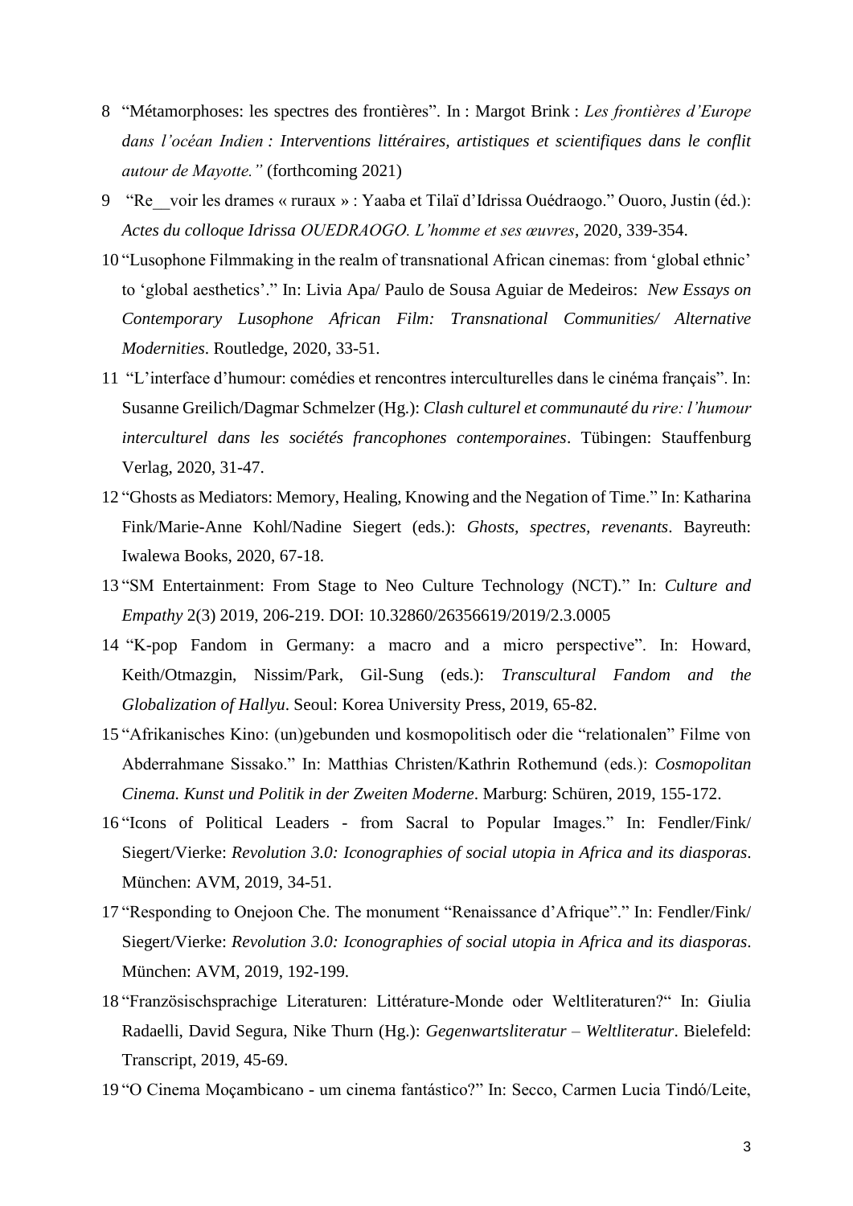8 "Métamorphoses: les spectres des frontières". In : Margot Brink : *Les frontières d'Europe dans l'océan Indien : Interventions littéraires, artistiques et scientifiques dans le conflit autour de Mayotte."* (forthcoming 2021)

9 "Re__voir les drames « ruraux » : Yaaba et Tilaï d'Idrissa Ouédraogo." Ouoro, Justin (éd.): *Actes du colloque Idrissa OUEDRAOGO. L'homme et ses œuvres*, 2020, 339-354.

10 "Lusophone Filmmaking in the realm of transnational African cinemas: from 'global ethnic' to 'global aesthetics'." In: Livia Apa/ Paulo de Sousa Aguiar de Medeiros: *New Essays on Contemporary Lusophone African Film: Transnational Communities/ Alternative Modernities*. Routledge, 2020, 33-51.

11 "L'interface d'humour: comédies et rencontres interculturelles dans le cinéma français". In: Susanne Greilich/Dagmar Schmelzer (Hg.): *Clash culturel et communauté du rire: l'humour interculturel dans les sociétés francophones contemporaines*. Tübingen: Stauffenburg Verlag, 2020, 31-47.

12 "Ghosts as Mediators: Memory, Healing, Knowing and the Negation of Time." In: Katharina Fink/Marie-Anne Kohl/Nadine Siegert (eds.): *Ghosts, spectres, revenants*. Bayreuth: Iwalewa Books, 2020, 67-18.

13 "SM Entertainment: From Stage to Neo Culture Technology (NCT)." In: *Culture and Empathy* 2(3) 2019, 206-219. DOI: 10.32860/26356619/2019/2.3.0005

14 "K-pop Fandom in Germany: a macro and a micro perspective". In: Howard, Keith/Otmazgin, Nissim/Park, Gil-Sung (eds.): *Transcultural Fandom and the Globalization of Hallyu*. Seoul: Korea University Press, 2019, 65-82.

15 "Afrikanisches Kino: (un)gebunden und kosmopolitisch oder die "relationalen" Filme von Abderrahmane Sissako." In: Matthias Christen/Kathrin Rothemund (eds.): *Cosmopolitan Cinema. Kunst und Politik in der Zweiten Moderne*. Marburg: Schüren, 2019, 155-172.

16 "Icons of Political Leaders - from Sacral to Popular Images." In: Fendler/Fink/ Siegert/Vierke: *Revolution 3.0: Iconographies of social utopia in Africa and its diasporas*. München: AVM, 2019, 34-51.

17 "Responding to Onejoon Che. The monument "Renaissance d'Afrique"." In: Fendler/Fink/ Siegert/Vierke: *Revolution 3.0: Iconographies of social utopia in Africa and its diasporas*. München: AVM, 2019, 192-199.

18 "Französischsprachige Literaturen: Littérature-Monde oder Weltliteraturen?" In: Giulia Radaelli, David Segura, Nike Thurn (Hg.): *Gegenwartsliteratur – Weltliteratur*. Bielefeld: Transcript, 2019, 45-69.

19 "O Cinema Moçambicano - um cinema fantástico?" In: Secco, Carmen Lucia Tindó/Leite,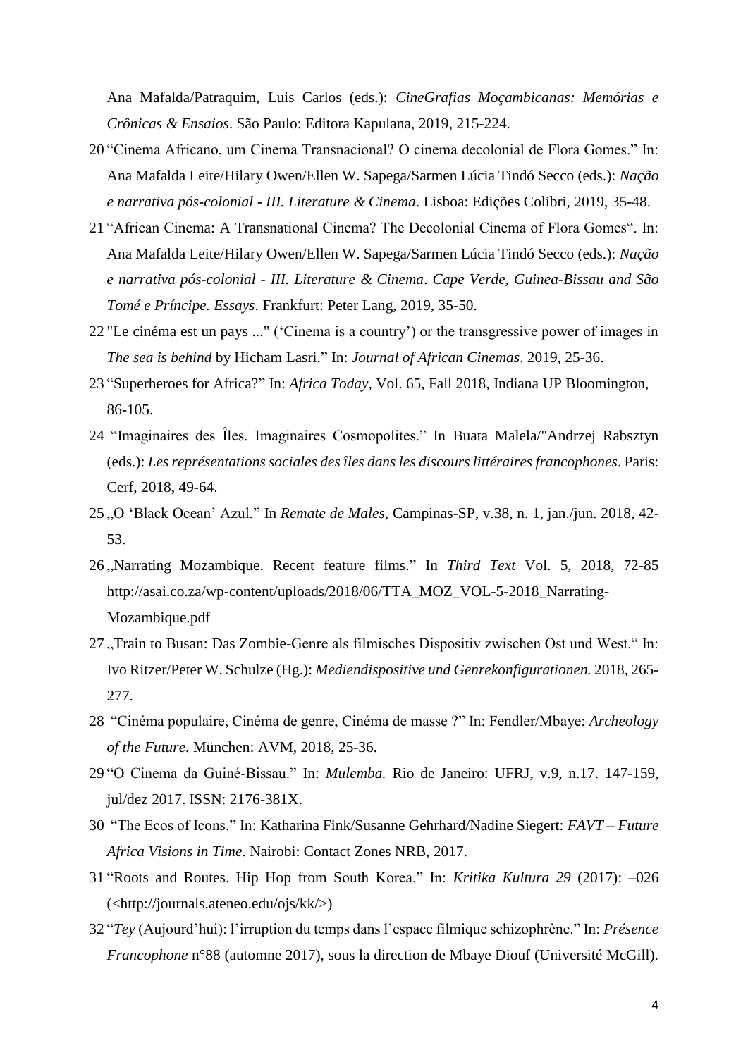Ana Mafalda/Patraquim, Luis Carlos (eds.): *CineGrafias Moçambicanas: Memórias e Crônicas & Ensaios*. São Paulo: Editora Kapulana, 2019, 215-224.

20 "Cinema Africano, um Cinema Transnacional? O cinema decolonial de Flora Gomes." In: Ana Mafalda Leite/Hilary Owen/Ellen W. Sapega/Sarmen Lúcia Tindó Secco (eds.): *Nação e narrativa pós-colonial - III. Literature & Cinema*. Lisboa: Edições Colibri, 2019, 35-48.

21 "African Cinema: A Transnational Cinema? The Decolonial Cinema of Flora Gomes". In: Ana Mafalda Leite/Hilary Owen/Ellen W. Sapega/Sarmen Lúcia Tindó Secco (eds.): *Nação e narrativa pós-colonial - III. Literature & Cinema*. *Cape Verde, Guinea-Bissau and São Tomé e Príncipe. Essays*. Frankfurt: Peter Lang, 2019, 35-50.

22 "Le cinéma est un pays ..." ('Cinema is a country') or the transgressive power of images in *The sea is behind* by Hicham Lasri." In: *Journal of African Cinemas*. 2019, 25-36.

23 "Superheroes for Africa?" In: *Africa Today*, Vol. 65, Fall 2018, Indiana UP Bloomington, 86-105.

24 "Imaginaires des Îles. Imaginaires Cosmopolites." In Buata Malela/"Andrzej Rabsztyn (eds.): *Les représentations sociales des îles dans les discours littéraires francophones*. Paris: Cerf, 2018, 49-64.

25 „O 'Black Ocean' Azul." In *Remate de Males*, Campinas-SP, v.38, n. 1, jan./jun. 2018, 42-53.

26 „Narrating Mozambique. Recent feature films." In *Third Text* Vol. 5, 2018, 72-85 http://asai.co.za/wp-content/uploads/2018/06/TTA_MOZ_VOL-5-2018_Narrating-Mozambique.pdf

27 „Train to Busan: Das Zombie-Genre als filmisches Dispositiv zwischen Ost und West." In: Ivo Ritzer/Peter W. Schulze (Hg.): *Mediendispositive und Genrekonfigurationen.* 2018, 265-277.

28 "Cinéma populaire, Cinéma de genre, Cinéma de masse ?" In: Fendler/Mbaye: *Archeology of the Future*. München: AVM, 2018, 25-36.

29 "O Cinema da Guiné-Bissau." In: *Mulemba.* Rio de Janeiro: UFRJ, v.9, n.17. 147-159, jul/dez 2017. ISSN: 2176-381X.

30 "The Ecos of Icons." In: Katharina Fink/Susanne Gehrhard/Nadine Siegert: *FAVT – Future Africa Visions in Time*. Nairobi: Contact Zones NRB, 2017.

31 "Roots and Routes. Hip Hop from South Korea." In: *Kritika Kultura 29* (2017): –026 (<http://journals.ateneo.edu/ojs/kk/>)

32 "*Tey* (Aujourd'hui): l'irruption du temps dans l'espace filmique schizophrène." In: *Présence Francophone* n°88 (automne 2017), sous la direction de Mbaye Diouf (Université McGill).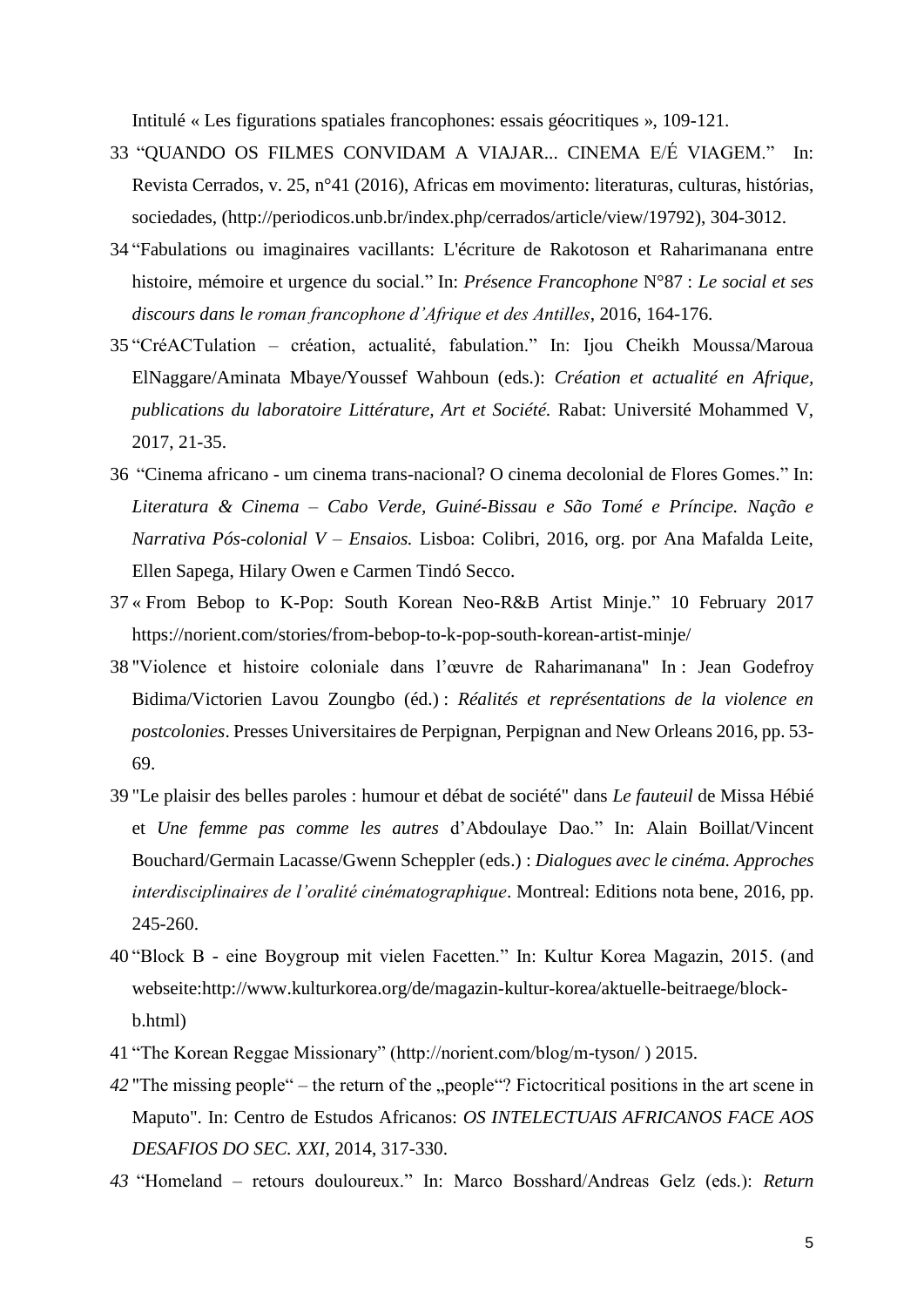Intitulé « Les figurations spatiales francophones: essais géocritiques », 109-121.

33 "QUANDO OS FILMES CONVIDAM A VIAJAR... CINEMA E/É VIAGEM." In: Revista Cerrados, v. 25, n°41 (2016), Africas em movimento: literaturas, culturas, histórias, sociedades, (http://periodicos.unb.br/index.php/cerrados/article/view/19792), 304-3012.

34 "Fabulations ou imaginaires vacillants: L'écriture de Rakotoson et Raharimanana entre histoire, mémoire et urgence du social." In: *Présence Francophone* N°87 : *Le social et ses discours dans le roman francophone d'Afrique et des Antilles*, 2016, 164-176.

35 "CréACTulation – création, actualité, fabulation." In: Ijou Cheikh Moussa/Maroua ElNaggare/Aminata Mbaye/Youssef Wahboun (eds.): *Création et actualité en Afrique, publications du laboratoire Littérature, Art et Société.* Rabat: Université Mohammed V, 2017, 21-35.

36 "Cinema africano - um cinema trans-nacional? O cinema decolonial de Flores Gomes." In: *Literatura & Cinema – Cabo Verde, Guiné-Bissau e São Tomé e Príncipe. Nação e Narrativa Pós-colonial V – Ensaios.* Lisboa: Colibri, 2016, org. por Ana Mafalda Leite, Ellen Sapega, Hilary Owen e Carmen Tindó Secco.

37 « From Bebop to K-Pop: South Korean Neo-R&B Artist Minje." 10 February 2017 https://norient.com/stories/from-bebop-to-k-pop-south-korean-artist-minje/

38 "Violence et histoire coloniale dans l'œuvre de Raharimanana" In : Jean Godefroy Bidima/Victorien Lavou Zoungbo (éd.) : *Réalités et représentations de la violence en postcolonies*. Presses Universitaires de Perpignan, Perpignan and New Orleans 2016, pp. 53-69.

39 "Le plaisir des belles paroles : humour et débat de société" dans *Le fauteuil* de Missa Hébié et *Une femme pas comme les autres* d'Abdoulaye Dao." In: Alain Boillat/Vincent Bouchard/Germain Lacasse/Gwenn Scheppler (eds.) : *Dialogues avec le cinéma. Approches interdisciplinaires de l'oralité cinématographique*. Montreal: Editions nota bene, 2016, pp. 245-260.

40 "Block B - eine Boygroup mit vielen Facetten." In: Kultur Korea Magazin, 2015. (and webseite:http://www.kulturkorea.org/de/magazin-kultur-korea/aktuelle-beitraege/block-b.html)

41 "The Korean Reggae Missionary" (http://norient.com/blog/m-tyson/ ) 2015.

*42* "The missing people" – the return of the „people"? Fictocritical positions in the art scene in Maputo". In: Centro de Estudos Africanos: *OS INTELECTUAIS AFRICANOS FACE AOS DESAFIOS DO SEC. XXI,* 2014, 317-330.

*43* "Homeland – retours douloureux." In: Marco Bosshard/Andreas Gelz (eds.): *Return*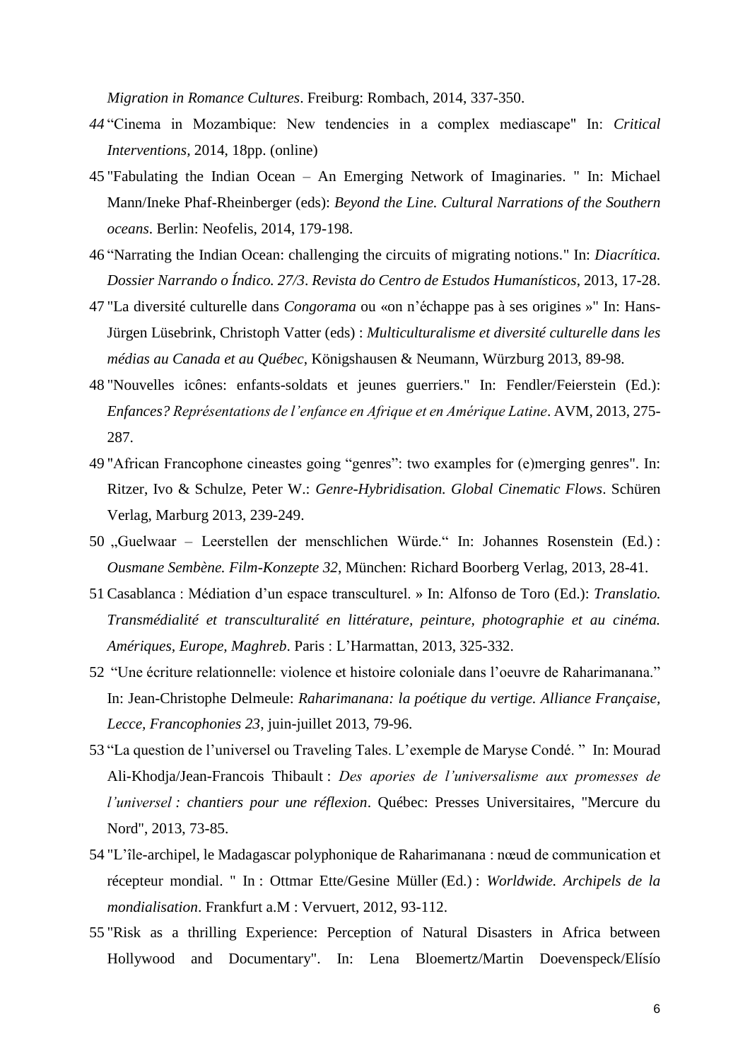*Migration in Romance Cultures*. Freiburg: Rombach, 2014, 337-350.

*44* "Cinema in Mozambique: New tendencies in a complex mediascape" In: *Critical Interventions*, 2014, 18pp. (online)

45 "Fabulating the Indian Ocean – An Emerging Network of Imaginaries. " In: Michael Mann/Ineke Phaf-Rheinberger (eds): *Beyond the Line. Cultural Narrations of the Southern oceans*. Berlin: Neofelis, 2014, 179-198.

46 "Narrating the Indian Ocean: challenging the circuits of migrating notions." In: *Diacrítica. Dossier Narrando o Índico. 27/3*. *Revista do Centro de Estudos Humanísticos*, 2013, 17-28.

47 "La diversité culturelle dans *Congorama* ou «on n'échappe pas à ses origines »" In: Hans-Jürgen Lüsebrink, Christoph Vatter (eds) : *Multiculturalisme et diversité culturelle dans les médias au Canada et au Québec*, Königshausen & Neumann, Würzburg 2013, 89-98.

48 "Nouvelles icônes: enfants-soldats et jeunes guerriers." In: Fendler/Feierstein (Ed.): *Enfances? Représentations de l'enfance en Afrique et en Amérique Latine*. AVM, 2013, 275-287.

49 "African Francophone cineastes going "genres": two examples for (e)merging genres". In: Ritzer, Ivo & Schulze, Peter W.: *Genre-Hybridisation. Global Cinematic Flows*. Schüren Verlag, Marburg 2013, 239-249.

50 „Guelwaar – Leerstellen der menschlichen Würde." In: Johannes Rosenstein (Ed.) : *Ousmane Sembène. Film-Konzepte 32*, München: Richard Boorberg Verlag, 2013, 28-41.

51 Casablanca : Médiation d'un espace transculturel. » In: Alfonso de Toro (Ed.): *Translatio. Transmédialité et transculturalité en littérature, peinture, photographie et au cinéma. Amériques, Europe, Maghreb*. Paris : L'Harmattan, 2013, 325-332.

52 "Une écriture relationnelle: violence et histoire coloniale dans l'oeuvre de Raharimanana." In: Jean-Christophe Delmeule: *Raharimanana: la poétique du vertige. Alliance Française, Lecce, Francophonies 23*, juin-juillet 2013, 79-96.

53 "La question de l'universel ou Traveling Tales. L'exemple de Maryse Condé. " In: Mourad Ali-Khodja/Jean-Francois Thibault : *Des apories de l'universalisme aux promesses de l'universel : chantiers pour une réflexion*. Québec: Presses Universitaires, "Mercure du Nord", 2013, 73-85.

54 "L'île-archipel, le Madagascar polyphonique de Raharimanana : nœud de communication et récepteur mondial. " In : Ottmar Ette/Gesine Müller (Ed.) : *Worldwide. Archipels de la mondialisation*. Frankfurt a.M : Vervuert, 2012, 93-112.

55 "Risk as a thrilling Experience: Perception of Natural Disasters in Africa between Hollywood and Documentary". In: Lena Bloemertz/Martin Doevenspeck/Elísío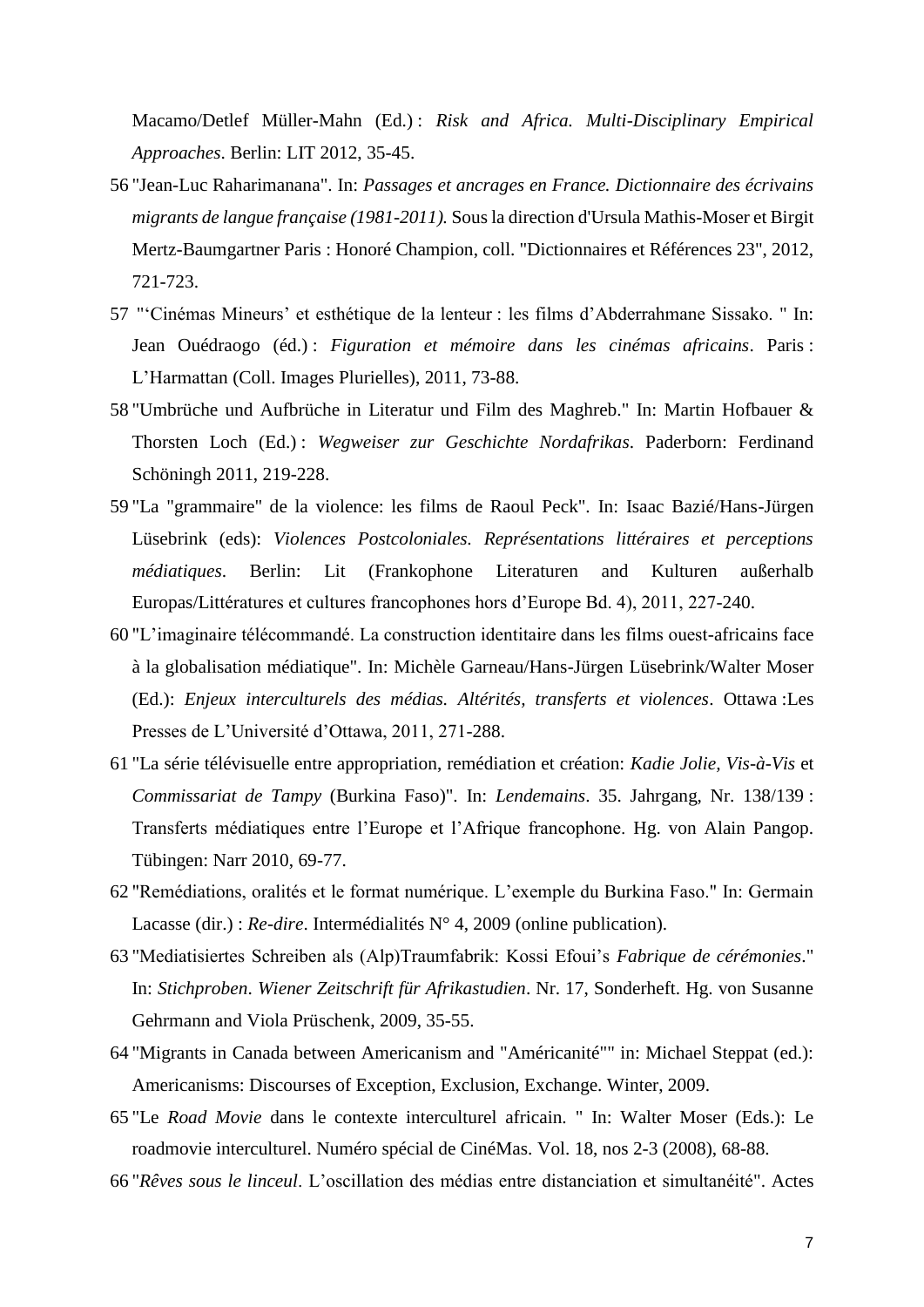Macamo/Detlef Müller-Mahn (Ed.) : *Risk and Africa. Multi-Disciplinary Empirical Approaches*. Berlin: LIT 2012, 35-45.

56 "Jean-Luc Raharimanana". In: *Passages et ancrages en France. Dictionnaire des écrivains migrants de langue française (1981-2011).* Sous la direction d'Ursula Mathis-Moser et Birgit Mertz-Baumgartner Paris : Honoré Champion, coll. "Dictionnaires et Références 23", 2012, 721-723.

57 "'Cinémas Mineurs' et esthétique de la lenteur : les films d'Abderrahmane Sissako. " In: Jean Ouédraogo (éd.) : *Figuration et mémoire dans les cinémas africains*. Paris : L'Harmattan (Coll. Images Plurielles), 2011, 73-88.

58 "Umbrüche und Aufbrüche in Literatur und Film des Maghreb." In: Martin Hofbauer & Thorsten Loch (Ed.) : *Wegweiser zur Geschichte Nordafrikas*. Paderborn: Ferdinand Schöningh 2011, 219-228.

59 "La "grammaire" de la violence: les films de Raoul Peck". In: Isaac Bazié/Hans-Jürgen Lüsebrink (eds): *Violences Postcoloniales. Représentations littéraires et perceptions médiatiques*. Berlin: Lit (Frankophone Literaturen and Kulturen außerhalb Europas/Littératures et cultures francophones hors d'Europe Bd. 4), 2011, 227-240.

60 "L'imaginaire télécommandé. La construction identitaire dans les films ouest-africains face à la globalisation médiatique". In: Michèle Garneau/Hans-Jürgen Lüsebrink/Walter Moser (Ed.): *Enjeux interculturels des médias. Altérités, transferts et violences*. Ottawa :Les Presses de L'Université d'Ottawa, 2011, 271-288.

61 "La série télévisuelle entre appropriation, remédiation et création: *Kadie Jolie, Vis-à-Vis* et *Commissariat de Tampy* (Burkina Faso)". In: *Lendemains*. 35. Jahrgang, Nr. 138/139 : Transferts médiatiques entre l'Europe et l'Afrique francophone. Hg. von Alain Pangop. Tübingen: Narr 2010, 69-77.

62 "Remédiations, oralités et le format numérique. L'exemple du Burkina Faso." In: Germain Lacasse (dir.) : *Re-dire*. Intermédialités N° 4, 2009 (online publication).

63 "Mediatisiertes Schreiben als (Alp)Traumfabrik: Kossi Efoui's *Fabrique de cérémonies*." In: *Stichproben*. *Wiener Zeitschrift für Afrikastudien*. Nr. 17, Sonderheft. Hg. von Susanne Gehrmann and Viola Prüschenk, 2009, 35-55.

64 "Migrants in Canada between Americanism and "Américanité"" in: Michael Steppat (ed.): Americanisms: Discourses of Exception, Exclusion, Exchange. Winter, 2009.

65 "Le *Road Movie* dans le contexte interculturel africain. " In: Walter Moser (Eds.): Le roadmovie interculturel. Numéro spécial de CinéMas. Vol. 18, nos 2-3 (2008), 68-88.

66 "*Rêves sous le linceul*. L'oscillation des médias entre distanciation et simultanéité". Actes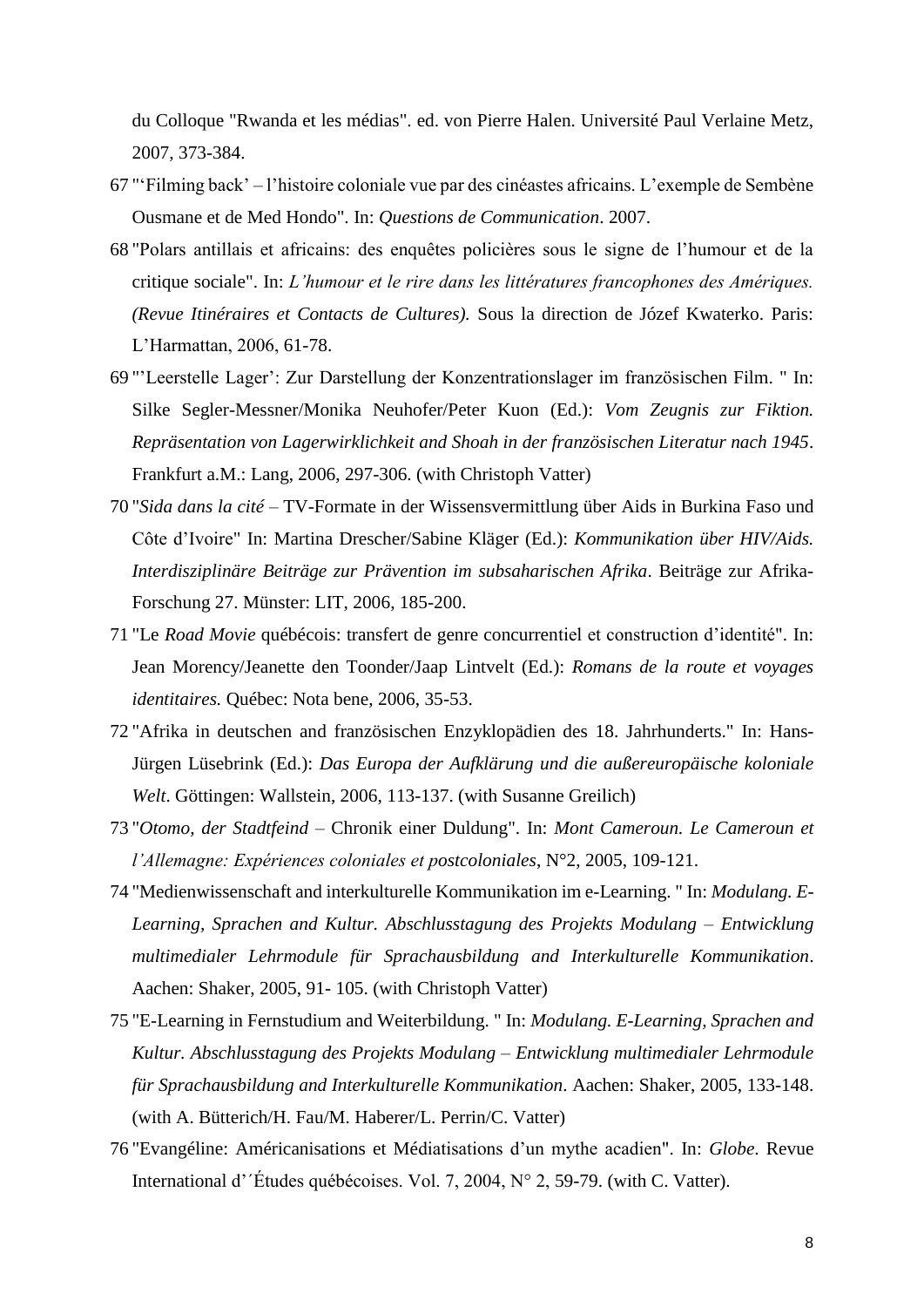du Colloque "Rwanda et les médias". ed. von Pierre Halen. Université Paul Verlaine Metz, 2007, 373-384.

67 "'Filming back' – l'histoire coloniale vue par des cinéastes africains. L'exemple de Sembène Ousmane et de Med Hondo". In: *Questions de Communication*. 2007.

68 "Polars antillais et africains: des enquêtes policières sous le signe de l'humour et de la critique sociale". In: *L'humour et le rire dans les littératures francophones des Amériques. (Revue Itinéraires et Contacts de Cultures).* Sous la direction de Józef Kwaterko. Paris: L'Harmattan, 2006, 61-78.

69 "'Leerstelle Lager': Zur Darstellung der Konzentrationslager im französischen Film. " In: Silke Segler-Messner/Monika Neuhofer/Peter Kuon (Ed.): *Vom Zeugnis zur Fiktion. Repräsentation von Lagerwirklichkeit and Shoah in der französischen Literatur nach 1945*. Frankfurt a.M.: Lang, 2006, 297-306. (with Christoph Vatter)

70 "*Sida dans la cité* – TV-Formate in der Wissensvermittlung über Aids in Burkina Faso und Côte d'Ivoire" In: Martina Drescher/Sabine Kläger (Ed.): *Kommunikation über HIV/Aids. Interdisziplinäre Beiträge zur Prävention im subsaharischen Afrika*. Beiträge zur Afrika-Forschung 27. Münster: LIT, 2006, 185-200.

71 "Le *Road Movie* québécois: transfert de genre concurrentiel et construction d'identité". In: Jean Morency/Jeanette den Toonder/Jaap Lintvelt (Ed.): *Romans de la route et voyages identitaires.* Québec: Nota bene, 2006, 35-53.

72 "Afrika in deutschen and französischen Enzyklopädien des 18. Jahrhunderts." In: Hans-Jürgen Lüsebrink (Ed.): *Das Europa der Aufklärung und die außereuropäische koloniale Welt*. Göttingen: Wallstein, 2006, 113-137. (with Susanne Greilich)

73 "*Otomo, der Stadtfeind* – Chronik einer Duldung". In: *Mont Cameroun. Le Cameroun et l'Allemagne: Expériences coloniales et postcoloniales*, N°2, 2005, 109-121.

74 "Medienwissenschaft and interkulturelle Kommunikation im e-Learning. " In: *Modulang. E-Learning, Sprachen and Kultur. Abschlusstagung des Projekts Modulang – Entwicklung multimedialer Lehrmodule für Sprachausbildung and Interkulturelle Kommunikation*. Aachen: Shaker, 2005, 91- 105. (with Christoph Vatter)

75 "E-Learning in Fernstudium and Weiterbildung. " In: *Modulang. E-Learning, Sprachen and Kultur. Abschlusstagung des Projekts Modulang – Entwicklung multimedialer Lehrmodule für Sprachausbildung and Interkulturelle Kommunikation*. Aachen: Shaker, 2005, 133-148. (with A. Bütterich/H. Fau/M. Haberer/L. Perrin/C. Vatter)

76 "Evangéline: Américanisations et Médiatisations d'un mythe acadien". In: *Globe*. Revue International d'´Études québécoises. Vol. 7, 2004, N° 2, 59-79. (with C. Vatter).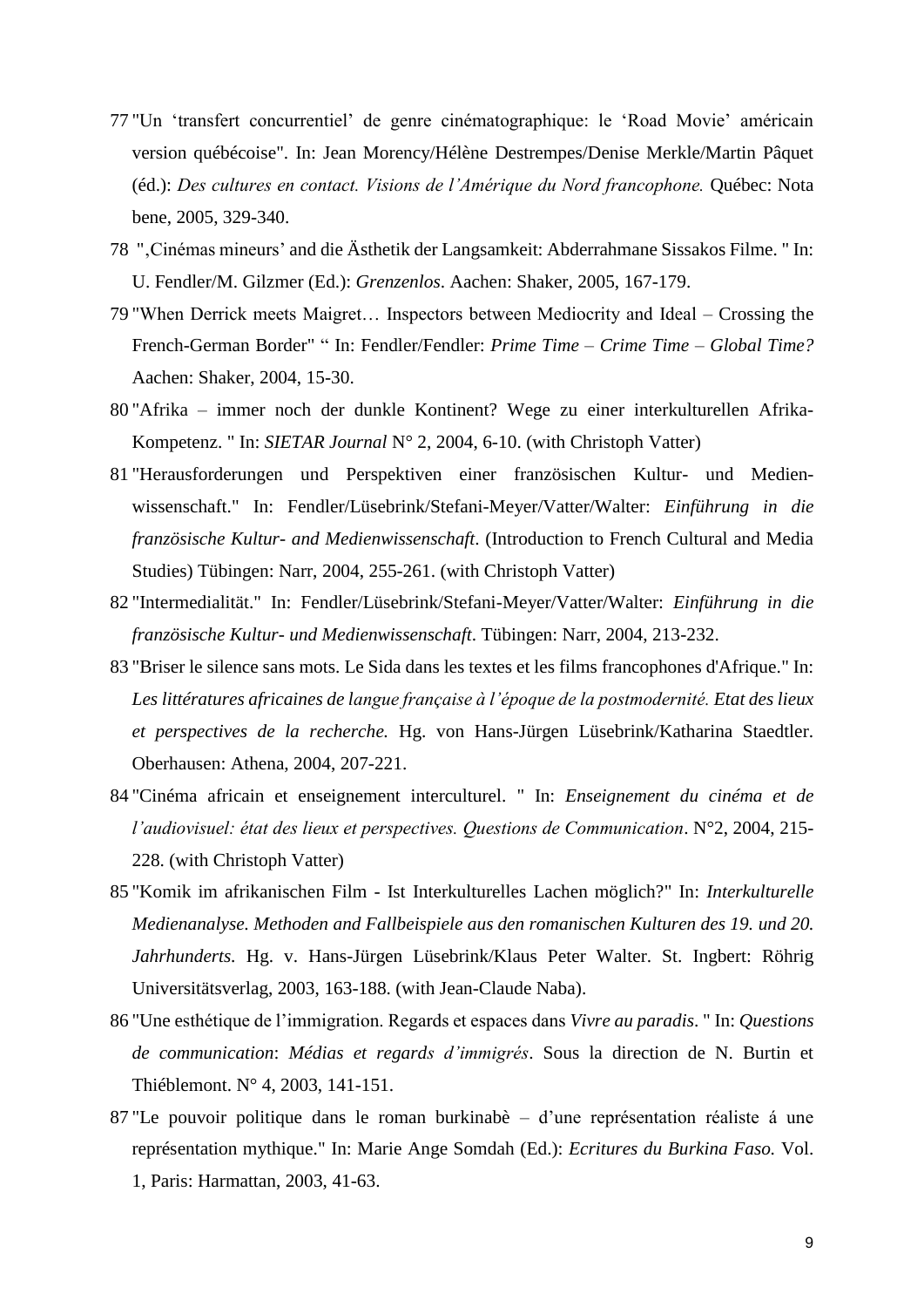77 "Un 'transfert concurrentiel' de genre cinématographique: le 'Road Movie' américain version québécoise". In: Jean Morency/Hélène Destrempes/Denise Merkle/Martin Pâquet (éd.): *Des cultures en contact. Visions de l'Amérique du Nord francophone.* Québec: Nota bene, 2005, 329-340.

78 ",Cinémas mineurs' and die Ästhetik der Langsamkeit: Abderrahmane Sissakos Filme. " In: U. Fendler/M. Gilzmer (Ed.): *Grenzenlos*. Aachen: Shaker, 2005, 167-179.

79 "When Derrick meets Maigret… Inspectors between Mediocrity and Ideal – Crossing the French-German Border" " In: Fendler/Fendler: *Prime Time – Crime Time – Global Time?* Aachen: Shaker, 2004, 15-30.

80 "Afrika – immer noch der dunkle Kontinent? Wege zu einer interkulturellen Afrika-Kompetenz. " In: *SIETAR Journal* N° 2, 2004, 6-10. (with Christoph Vatter)

81 "Herausforderungen und Perspektiven einer französischen Kultur- und Medienwissenschaft." In: Fendler/Lüsebrink/Stefani-Meyer/Vatter/Walter: *Einführung in die französische Kultur- and Medienwissenschaft*. (Introduction to French Cultural and Media Studies) Tübingen: Narr, 2004, 255-261. (with Christoph Vatter)

82 "Intermedialität." In: Fendler/Lüsebrink/Stefani-Meyer/Vatter/Walter: *Einführung in die französische Kultur- und Medienwissenschaft*. Tübingen: Narr, 2004, 213-232.

83 "Briser le silence sans mots. Le Sida dans les textes et les films francophones d'Afrique." In: *Les littératures africaines de langue française à l'époque de la postmodernité. Etat des lieux et perspectives de la recherche.* Hg. von Hans-Jürgen Lüsebrink/Katharina Staedtler. Oberhausen: Athena, 2004, 207-221.

84 "Cinéma africain et enseignement interculturel. " In: *Enseignement du cinéma et de l'audiovisuel: état des lieux et perspectives. Questions de Communication*. N°2, 2004, 215-228. (with Christoph Vatter)

85 "Komik im afrikanischen Film - Ist Interkulturelles Lachen möglich?" In: *Interkulturelle Medienanalyse. Methoden and Fallbeispiele aus den romanischen Kulturen des 19. und 20. Jahrhunderts*. Hg. v. Hans-Jürgen Lüsebrink/Klaus Peter Walter. St. Ingbert: Röhrig Universitätsverlag, 2003, 163-188. (with Jean-Claude Naba).

86 "Une esthétique de l'immigration. Regards et espaces dans *Vivre au paradis*. " In: *Questions de communication*: *Médias et regards d'immigrés*. Sous la direction de N. Burtin et Thiéblemont. N° 4, 2003, 141-151.

87 "Le pouvoir politique dans le roman burkinabè – d'une représentation réaliste á une représentation mythique." In: Marie Ange Somdah (Ed.): *Ecritures du Burkina Faso.* Vol. 1, Paris: Harmattan, 2003, 41-63.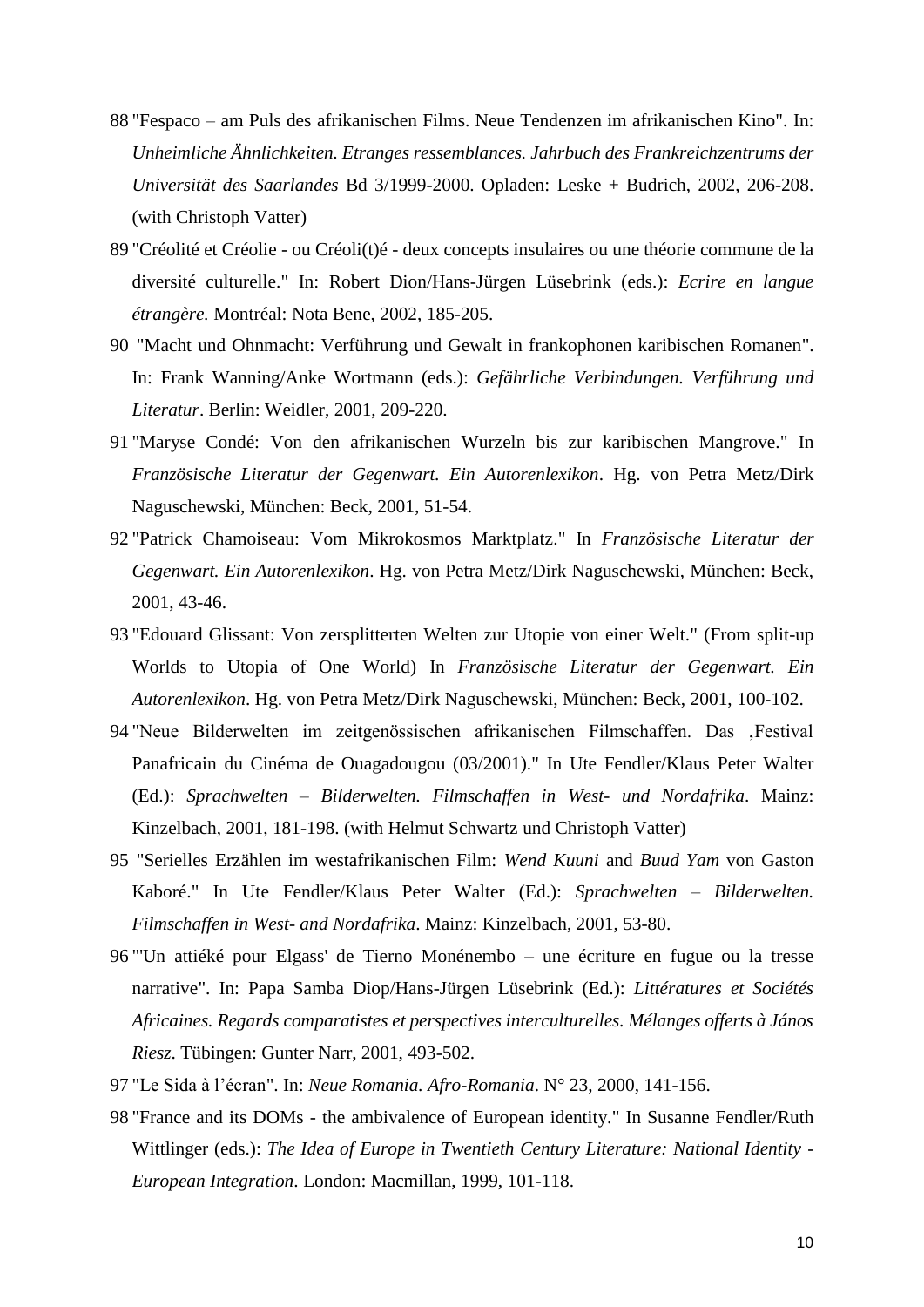88 "Fespaco – am Puls des afrikanischen Films. Neue Tendenzen im afrikanischen Kino". In: *Unheimliche Ähnlichkeiten. Etranges ressemblances. Jahrbuch des Frankreichzentrums der Universität des Saarlandes* Bd 3/1999-2000. Opladen: Leske + Budrich, 2002, 206-208. (with Christoph Vatter)

89 "Créolité et Créolie - ou Créoli(t)é - deux concepts insulaires ou une théorie commune de la diversité culturelle." In: Robert Dion/Hans-Jürgen Lüsebrink (eds.): *Ecrire en langue étrangère.* Montréal: Nota Bene, 2002, 185-205.

90 "Macht und Ohnmacht: Verführung und Gewalt in frankophonen karibischen Romanen". In: Frank Wanning/Anke Wortmann (eds.): *Gefährliche Verbindungen. Verführung und Literatur*. Berlin: Weidler, 2001, 209-220.

91 "Maryse Condé: Von den afrikanischen Wurzeln bis zur karibischen Mangrove." In *Französische Literatur der Gegenwart. Ein Autorenlexikon*. Hg. von Petra Metz/Dirk Naguschewski, München: Beck, 2001, 51-54.

92 "Patrick Chamoiseau: Vom Mikrokosmos Marktplatz." In *Französische Literatur der Gegenwart. Ein Autorenlexikon*. Hg. von Petra Metz/Dirk Naguschewski, München: Beck, 2001, 43-46.

93 "Edouard Glissant: Von zersplitterten Welten zur Utopie von einer Welt." (From split-up Worlds to Utopia of One World) In *Französische Literatur der Gegenwart. Ein Autorenlexikon*. Hg. von Petra Metz/Dirk Naguschewski, München: Beck, 2001, 100-102.

94 "Neue Bilderwelten im zeitgenössischen afrikanischen Filmschaffen. Das ‚Festival Panafricain du Cinéma de Ouagadougou (03/2001)." In Ute Fendler/Klaus Peter Walter (Ed.): *Sprachwelten – Bilderwelten. Filmschaffen in West- und Nordafrika*. Mainz: Kinzelbach, 2001, 181-198. (with Helmut Schwartz und Christoph Vatter)

95 "Serielles Erzählen im westafrikanischen Film: *Wend Kuuni* and *Buud Yam* von Gaston Kaboré." In Ute Fendler/Klaus Peter Walter (Ed.): *Sprachwelten – Bilderwelten. Filmschaffen in West- and Nordafrika*. Mainz: Kinzelbach, 2001, 53-80.

96 "'Un attiéké pour Elgass' de Tierno Monénembo – une écriture en fugue ou la tresse narrative". In: Papa Samba Diop/Hans-Jürgen Lüsebrink (Ed.): *Littératures et Sociétés Africaines. Regards comparatistes et perspectives interculturelles. Mélanges offerts à János Riesz*. Tübingen: Gunter Narr, 2001, 493-502.

97 "Le Sida à l'écran". In: *Neue Romania. Afro-Romania*. N° 23, 2000, 141-156.

98 "France and its DOMs - the ambivalence of European identity." In Susanne Fendler/Ruth Wittlinger (eds.): *The Idea of Europe in Twentieth Century Literature: National Identity - European Integration*. London: Macmillan, 1999, 101-118.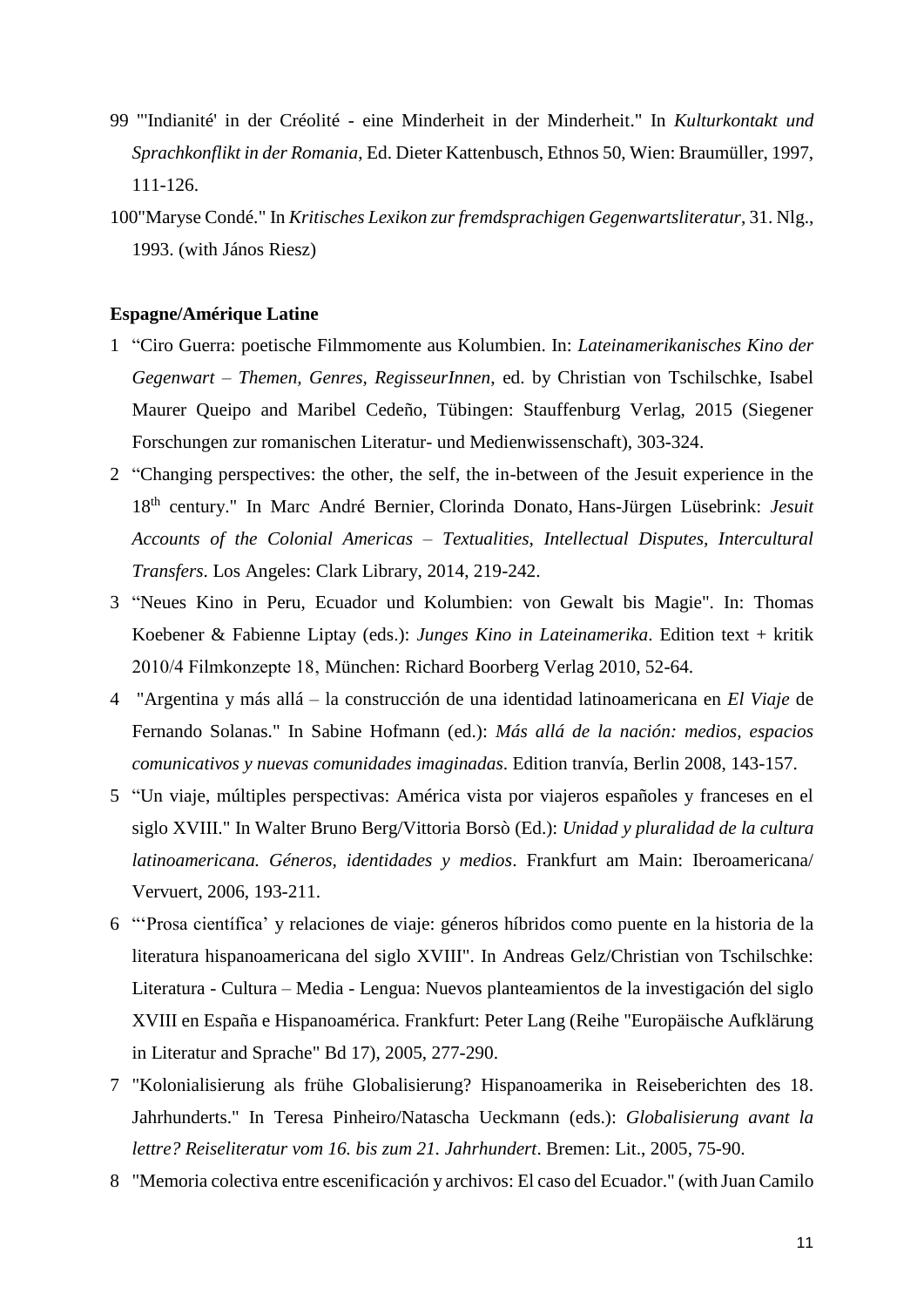99 "'Indianité' in der Créolité - eine Minderheit in der Minderheit." In *Kulturkontakt und Sprachkonflikt in der Romania*, Ed. Dieter Kattenbusch, Ethnos 50, Wien: Braumüller, 1997, 111-126.

100"Maryse Condé." In *Kritisches Lexikon zur fremdsprachigen Gegenwartsliteratur*, 31. Nlg., 1993. (with János Riesz)

**Espagne/Amérique Latine**

1 "Ciro Guerra: poetische Filmmomente aus Kolumbien. In: *Lateinamerikanisches Kino der Gegenwart – Themen, Genres, RegisseurInnen*, ed. by Christian von Tschilschke, Isabel Maurer Queipo and Maribel Cedeño, Tübingen: Stauffenburg Verlag, 2015 (Siegener Forschungen zur romanischen Literatur- und Medienwissenschaft), 303-324.

2 "Changing perspectives: the other, the self, the in-between of the Jesuit experience in the 18th century." In Marc André Bernier, Clorinda Donato, Hans-Jürgen Lüsebrink: *Jesuit Accounts of the Colonial Americas – Textualities, Intellectual Disputes, Intercultural Transfers*. Los Angeles: Clark Library, 2014, 219-242.

3 "Neues Kino in Peru, Ecuador und Kolumbien: von Gewalt bis Magie". In: Thomas Koebener & Fabienne Liptay (eds.): *Junges Kino in Lateinamerika*. Edition text + kritik 2010/4 Filmkonzepte 18, München: Richard Boorberg Verlag 2010, 52-64.

4 "Argentina y más allá – la construcción de una identidad latinoamericana en *El Viaje* de Fernando Solanas." In Sabine Hofmann (ed.): *Más allá de la nación: medios, espacios comunicativos y nuevas comunidades imaginadas*. Edition tranvía, Berlin 2008, 143-157.

5 "Un viaje, múltiples perspectivas: América vista por viajeros españoles y franceses en el siglo XVIII." In Walter Bruno Berg/Vittoria Borsò (Ed.): *Unidad y pluralidad de la cultura latinoamericana. Géneros, identidades y medios*. Frankfurt am Main: Iberoamericana/ Vervuert, 2006, 193-211.

6 "'Prosa científica' y relaciones de viaje: géneros híbridos como puente en la historia de la literatura hispanoamericana del siglo XVIII". In Andreas Gelz/Christian von Tschilschke: Literatura - Cultura – Media - Lengua: Nuevos planteamientos de la investigación del siglo XVIII en España e Hispanoamérica. Frankfurt: Peter Lang (Reihe "Europäische Aufklärung in Literatur and Sprache" Bd 17), 2005, 277-290.

7 "Kolonialisierung als frühe Globalisierung? Hispanoamerika in Reiseberichten des 18. Jahrhunderts." In Teresa Pinheiro/Natascha Ueckmann (eds.): *Globalisierung avant la lettre? Reiseliteratur vom 16. bis zum 21. Jahrhundert*. Bremen: Lit., 2005, 75-90.

8 "Memoria colectiva entre escenificación y archivos: El caso del Ecuador." (with Juan Camilo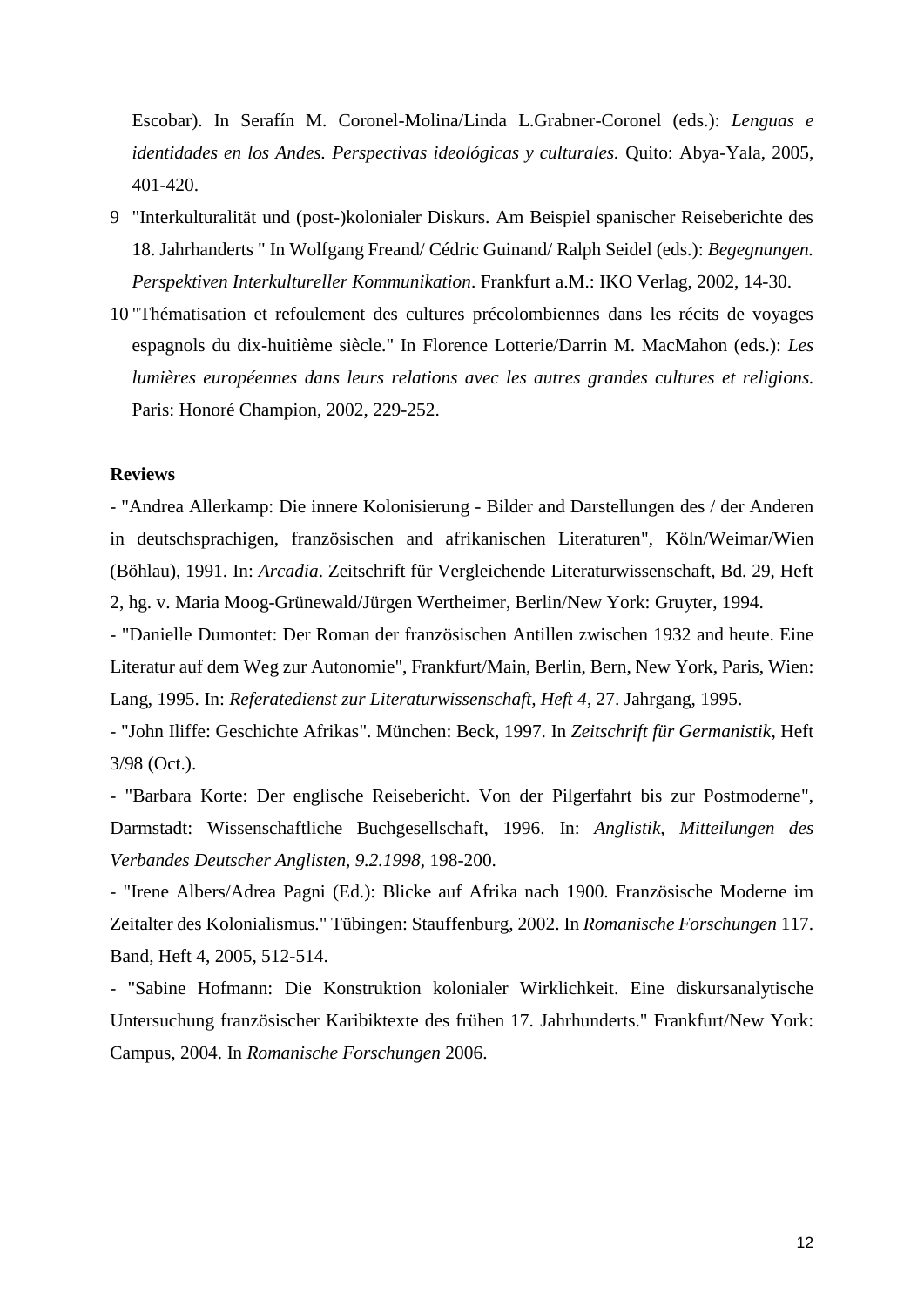Escobar). In Serafín M. Coronel-Molina/Linda L.Grabner-Coronel (eds.): *Lenguas e identidades en los Andes. Perspectivas ideológicas y culturales.* Quito: Abya-Yala, 2005, 401-420.

9 "Interkulturalität und (post-)kolonialer Diskurs. Am Beispiel spanischer Reiseberichte des 18. Jahrhanderts " In Wolfgang Freand/ Cédric Guinand/ Ralph Seidel (eds.): *Begegnungen. Perspektiven Interkultureller Kommunikation*. Frankfurt a.M.: IKO Verlag, 2002, 14-30.

10 "Thématisation et refoulement des cultures précolombiennes dans les récits de voyages espagnols du dix-huitième siècle." In Florence Lotterie/Darrin M. MacMahon (eds.): *Les lumières européennes dans leurs relations avec les autres grandes cultures et religions.* Paris: Honoré Champion, 2002, 229-252.

**Reviews**

- "Andrea Allerkamp: Die innere Kolonisierung - Bilder and Darstellungen des / der Anderen in deutschsprachigen, französischen and afrikanischen Literaturen", Köln/Weimar/Wien (Böhlau), 1991. In: *Arcadia*. Zeitschrift für Vergleichende Literaturwissenschaft, Bd. 29, Heft 2, hg. v. Maria Moog-Grünewald/Jürgen Wertheimer, Berlin/New York: Gruyter, 1994.
- "Danielle Dumontet: Der Roman der französischen Antillen zwischen 1932 and heute. Eine Literatur auf dem Weg zur Autonomie", Frankfurt/Main, Berlin, Bern, New York, Paris, Wien: Lang, 1995. In: *Referatedienst zur Literaturwissenschaft, Heft 4*, 27. Jahrgang, 1995.
- "John Iliffe: Geschichte Afrikas". München: Beck, 1997. In *Zeitschrift für Germanistik*, Heft 3/98 (Oct.).
- "Barbara Korte: Der englische Reisebericht. Von der Pilgerfahrt bis zur Postmoderne", Darmstadt: Wissenschaftliche Buchgesellschaft, 1996. In: *Anglistik, Mitteilungen des Verbandes Deutscher Anglisten, 9.2.1998*, 198-200.
- "Irene Albers/Adrea Pagni (Ed.): Blicke auf Afrika nach 1900. Französische Moderne im Zeitalter des Kolonialismus." Tübingen: Stauffenburg, 2002. In *Romanische Forschungen* 117. Band, Heft 4, 2005, 512-514.
- "Sabine Hofmann: Die Konstruktion kolonialer Wirklichkeit. Eine diskursanalytische Untersuchung französischer Karibiktexte des frühen 17. Jahrhunderts." Frankfurt/New York: Campus, 2004. In *Romanische Forschungen* 2006.